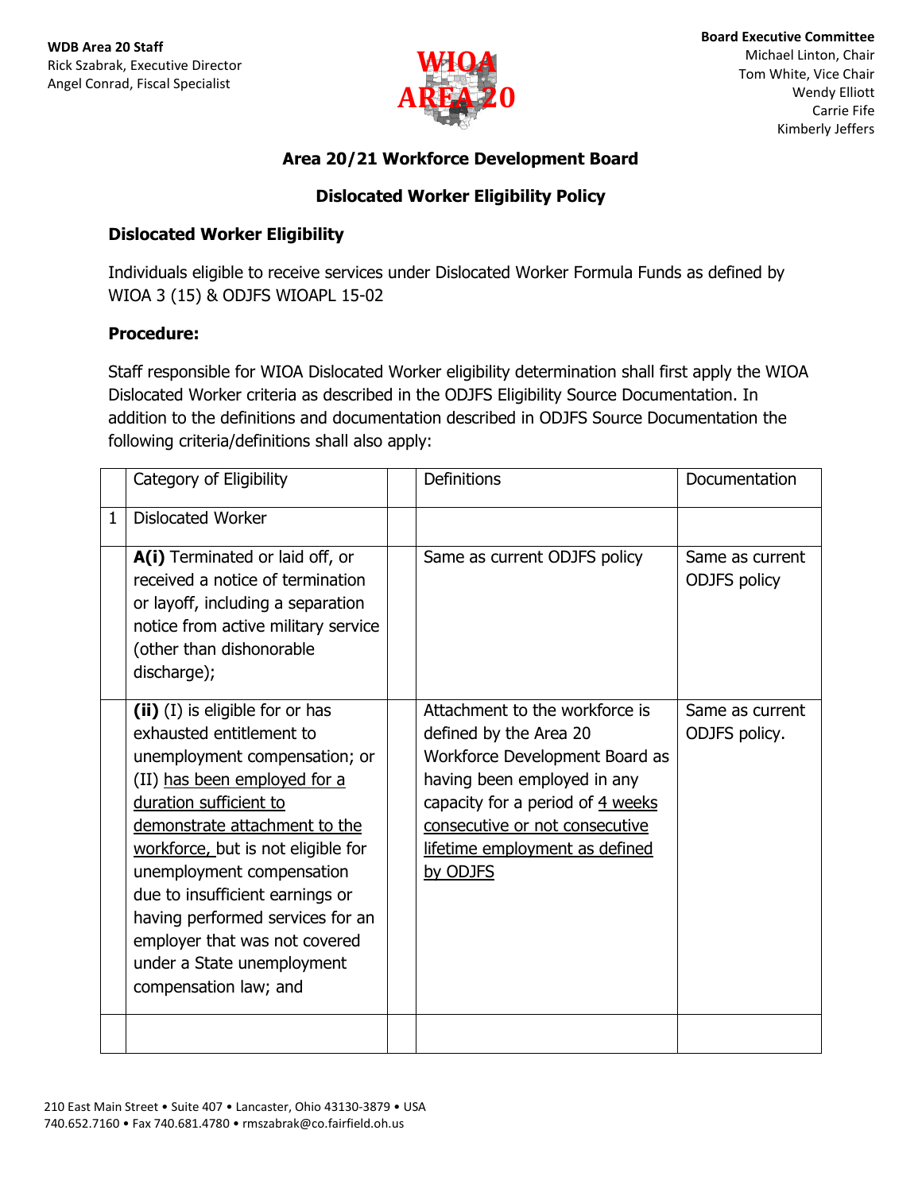WDB Area 20 Staff
Rick Szabrak, Executive Director
Angel Conrad, Fiscal Specialist

WIOA AREA 20

Board Executive Committee
Michael Linton, Chair
Tom White, Vice Chair
Wendy Elliott
Carrie Fife
Kimberly Jeffers

## Area 20/21 Workforce Development Board

## Dislocated Worker Eligibility Policy

### Dislocated Worker Eligibility

Individuals eligible to receive services under Dislocated Worker Formula Funds as defined by WIOA 3 (15) & ODJFS WIOAPL 15-02

### Procedure:

Staff responsible for WIOA Dislocated Worker eligibility determination shall first apply the WIOA Dislocated Worker criteria as described in the ODJFS Eligibility Source Documentation. In addition to the definitions and documentation described in ODJFS Source Documentation the following criteria/definitions shall also apply:

| | Category of Eligibility | | Definitions | Documentation |
|---|---|---|---|---|
| 1 | Dislocated Worker | | | |
| | **A(i)** Terminated or laid off, or received a notice of termination or layoff, including a separation notice from active military service (other than dishonorable discharge); | | Same as current ODJFS policy | Same as current ODJFS policy |
| | **(ii)** (I) is eligible for or has exhausted entitlement to unemployment compensation; or (II) <u>has been employed for a duration sufficient to demonstrate attachment to the workforce,</u> but is not eligible for unemployment compensation due to insufficient earnings or having performed services for an employer that was not covered under a State unemployment compensation law; and | | Attachment to the workforce is defined by the Area 20 Workforce Development Board as having been employed in any capacity for a period of <u>4 weeks consecutive or not consecutive lifetime employment as defined by ODJFS</u> | Same as current ODJFS policy. |
| | | | | |

210 East Main Street • Suite 407 • Lancaster, Ohio 43130-3879 • USA
740.652.7160 • Fax 740.681.4780 • rmszabrak@co.fairfield.oh.us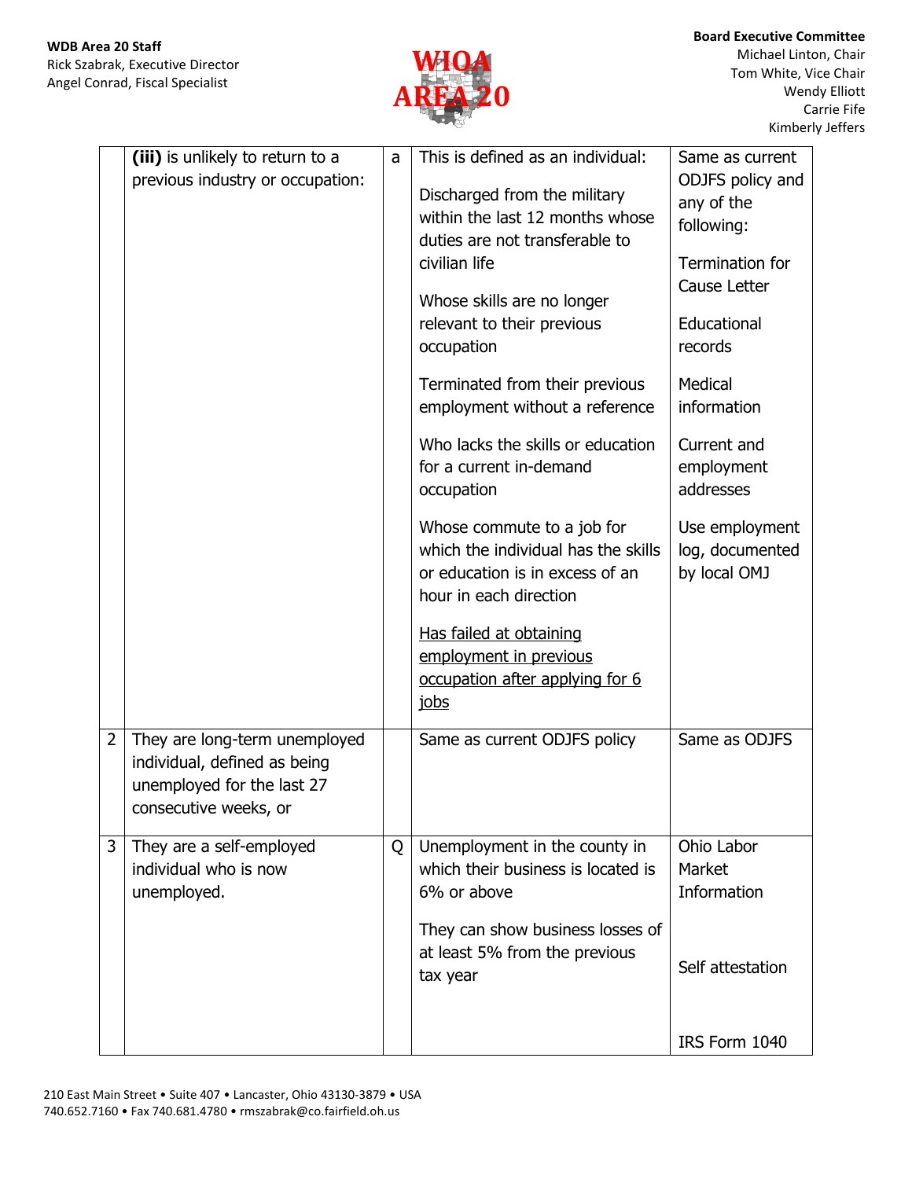| | | | | |
|---|---|---|---|---|
| | **(iii)** is unlikely to return to a previous industry or occupation: | a | This is defined as an individual:<br><br>Discharged from the military within the last 12 months whose duties are not transferable to civilian life<br><br>Whose skills are no longer relevant to their previous occupation<br><br>Terminated from their previous employment without a reference<br><br>Who lacks the skills or education for a current in-demand occupation<br><br>Whose commute to a job for which the individual has the skills or education is in excess of an hour in each direction<br><br><u>Has failed at obtaining employment in previous occupation after applying for 6 jobs</u> | Same as current ODJFS policy and any of the following:<br><br>Termination for Cause Letter<br><br>Educational records<br><br>Medical information<br><br>Current and employment addresses<br><br>Use employment log, documented by local OMJ |
| 2 | They are long-term unemployed individual, defined as being unemployed for the last 27 consecutive weeks, or | | Same as current ODJFS policy | Same as ODJFS |
| 3 | They are a self-employed individual who is now unemployed. | Q | Unemployment in the county in which their business is located is 6% or above<br><br>They can show business losses of at least 5% from the previous tax year | Ohio Labor Market Information<br><br>Self attestation<br><br>IRS Form 1040 |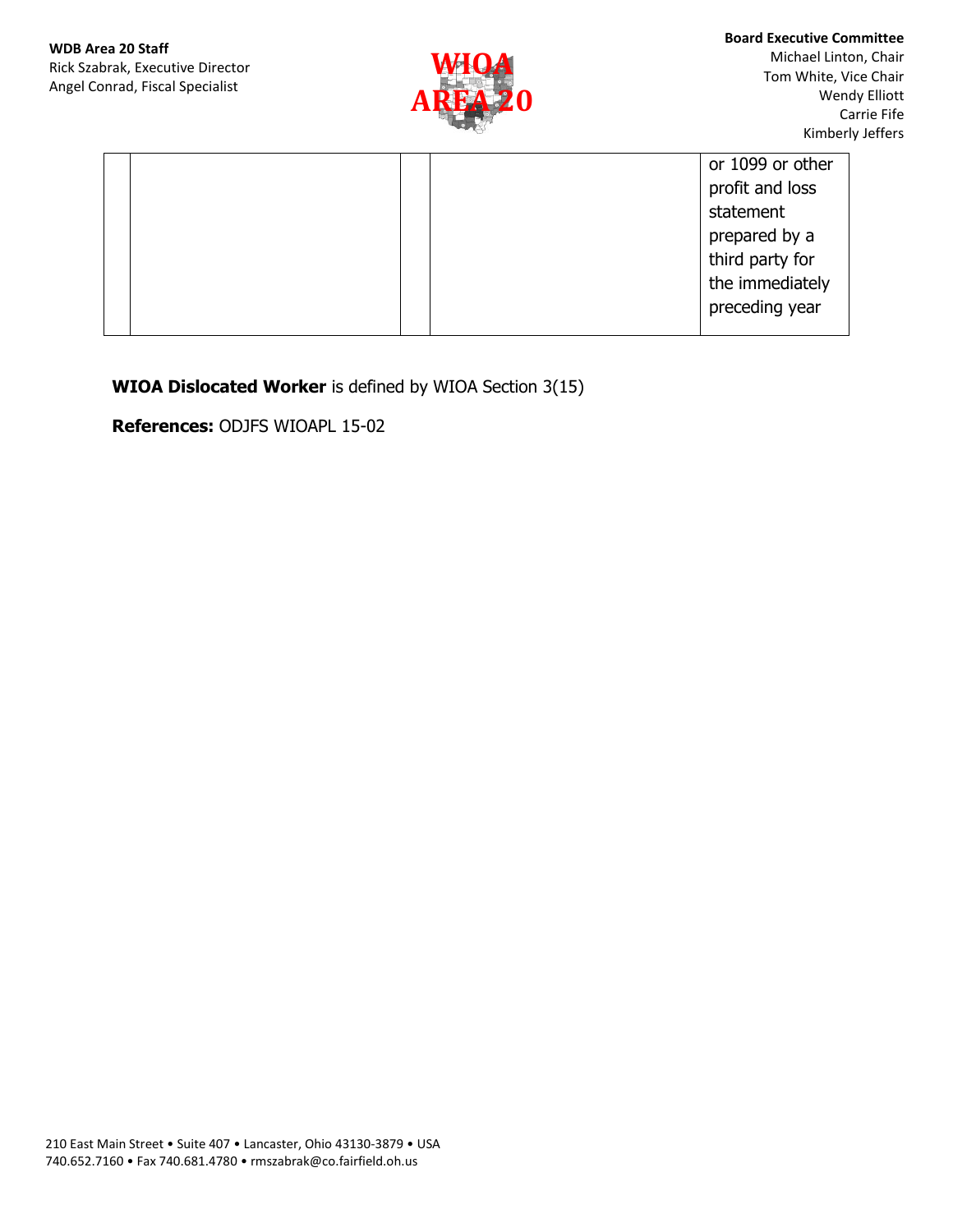| | | | | |
|---|---|---|---|---|
| | | | | or 1099 or other profit and loss statement prepared by a third party for the immediately preceding year |

**WIOA Dislocated Worker** is defined by WIOA Section 3(15)

**References:** ODJFS WIOAPL 15-02